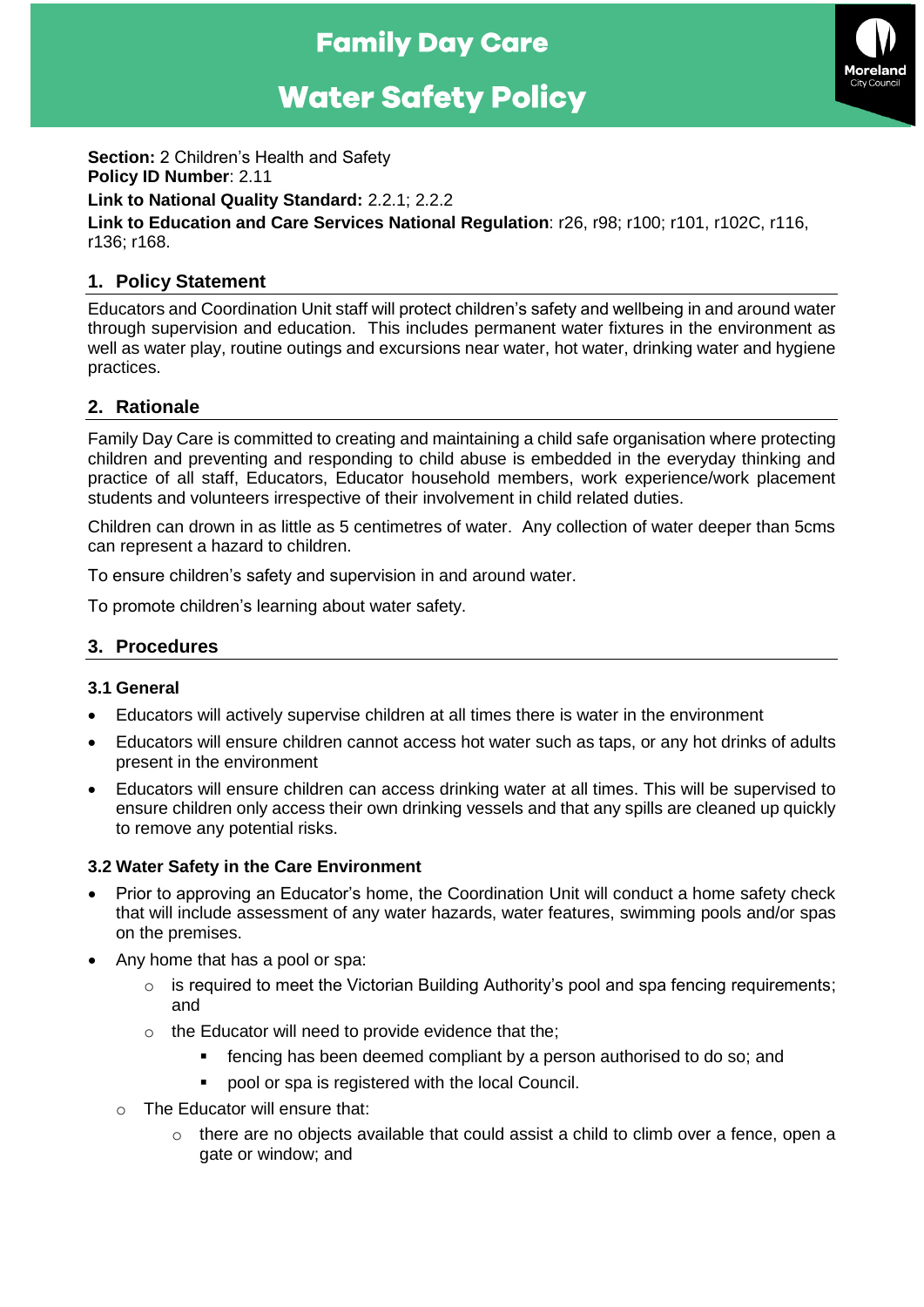# Family Day Care

# Water Safety Policy

**Section:** 2 Children's Health and Safety
**Policy ID Number**: 2.11
**Link to National Quality Standard:** 2.2.1; 2.2.2
**Link to Education and Care Services National Regulation**: r26, r98; r100; r101, r102C, r116, r136; r168.

## 1. Policy Statement

Educators and Coordination Unit staff will protect children's safety and wellbeing in and around water through supervision and education. This includes permanent water fixtures in the environment as well as water play, routine outings and excursions near water, hot water, drinking water and hygiene practices.

## 2. Rationale

Family Day Care is committed to creating and maintaining a child safe organisation where protecting children and preventing and responding to child abuse is embedded in the everyday thinking and practice of all staff, Educators, Educator household members, work experience/work placement students and volunteers irrespective of their involvement in child related duties.

Children can drown in as little as 5 centimetres of water. Any collection of water deeper than 5cms can represent a hazard to children.

To ensure children's safety and supervision in and around water.

To promote children's learning about water safety.

## 3. Procedures

### 3.1 General

- Educators will actively supervise children at all times there is water in the environment
- Educators will ensure children cannot access hot water such as taps, or any hot drinks of adults present in the environment
- Educators will ensure children can access drinking water at all times. This will be supervised to ensure children only access their own drinking vessels and that any spills are cleaned up quickly to remove any potential risks.

### 3.2 Water Safety in the Care Environment

- Prior to approving an Educator's home, the Coordination Unit will conduct a home safety check that will include assessment of any water hazards, water features, swimming pools and/or spas on the premises.
- Any home that has a pool or spa:
    - is required to meet the Victorian Building Authority's pool and spa fencing requirements; and
    - the Educator will need to provide evidence that the;
        - fencing has been deemed compliant by a person authorised to do so; and
        - pool or spa is registered with the local Council.
  - The Educator will ensure that:
      - there are no objects available that could assist a child to climb over a fence, open a gate or window; and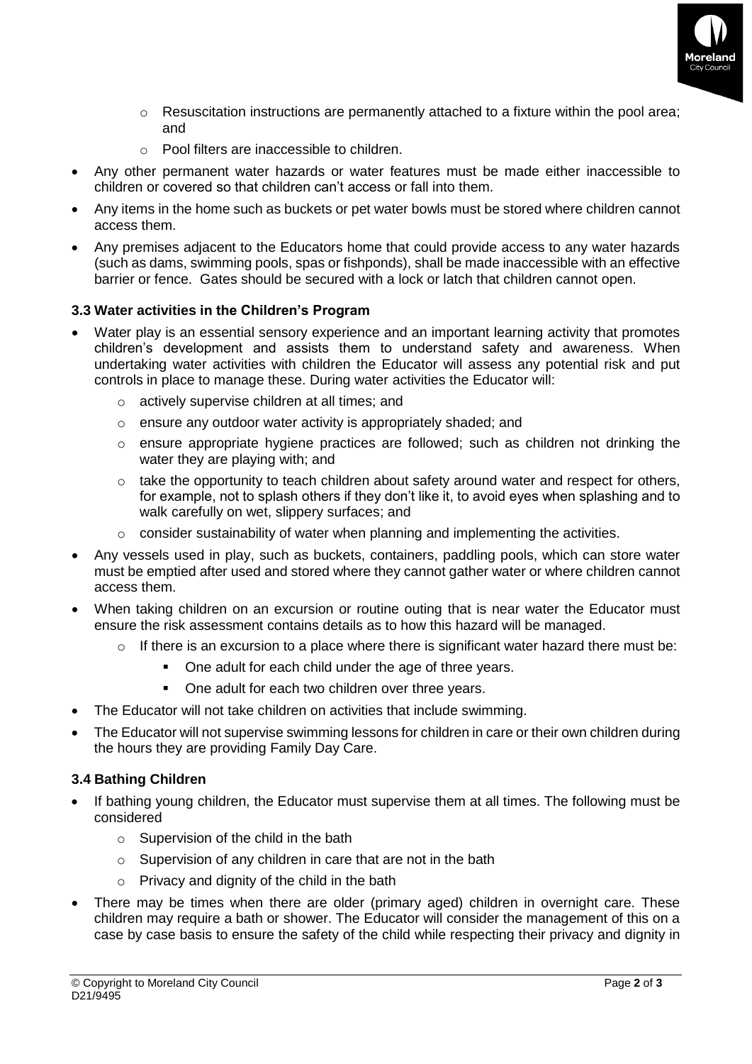- Resuscitation instructions are permanently attached to a fixture within the pool area; and
- Pool filters are inaccessible to children.

- Any other permanent water hazards or water features must be made either inaccessible to children or covered so that children can't access or fall into them.
- Any items in the home such as buckets or pet water bowls must be stored where children cannot access them.
- Any premises adjacent to the Educators home that could provide access to any water hazards (such as dams, swimming pools, spas or fishponds), shall be made inaccessible with an effective barrier or fence. Gates should be secured with a lock or latch that children cannot open.

### 3.3 Water activities in the Children's Program

- Water play is an essential sensory experience and an important learning activity that promotes children's development and assists them to understand safety and awareness. When undertaking water activities with children the Educator will assess any potential risk and put controls in place to manage these. During water activities the Educator will:
  - actively supervise children at all times; and
  - ensure any outdoor water activity is appropriately shaded; and
  - ensure appropriate hygiene practices are followed; such as children not drinking the water they are playing with; and
  - take the opportunity to teach children about safety around water and respect for others, for example, not to splash others if they don't like it, to avoid eyes when splashing and to walk carefully on wet, slippery surfaces; and
  - consider sustainability of water when planning and implementing the activities.
- Any vessels used in play, such as buckets, containers, paddling pools, which can store water must be emptied after used and stored where they cannot gather water or where children cannot access them.
- When taking children on an excursion or routine outing that is near water the Educator must ensure the risk assessment contains details as to how this hazard will be managed.
  - If there is an excursion to a place where there is significant water hazard there must be:
    - One adult for each child under the age of three years.
    - One adult for each two children over three years.
- The Educator will not take children on activities that include swimming.
- The Educator will not supervise swimming lessons for children in care or their own children during the hours they are providing Family Day Care.

### 3.4 Bathing Children

- If bathing young children, the Educator must supervise them at all times. The following must be considered
  - Supervision of the child in the bath
  - Supervision of any children in care that are not in the bath
  - Privacy and dignity of the child in the bath
- There may be times when there are older (primary aged) children in overnight care. These children may require a bath or shower. The Educator will consider the management of this on a case by case basis to ensure the safety of the child while respecting their privacy and dignity in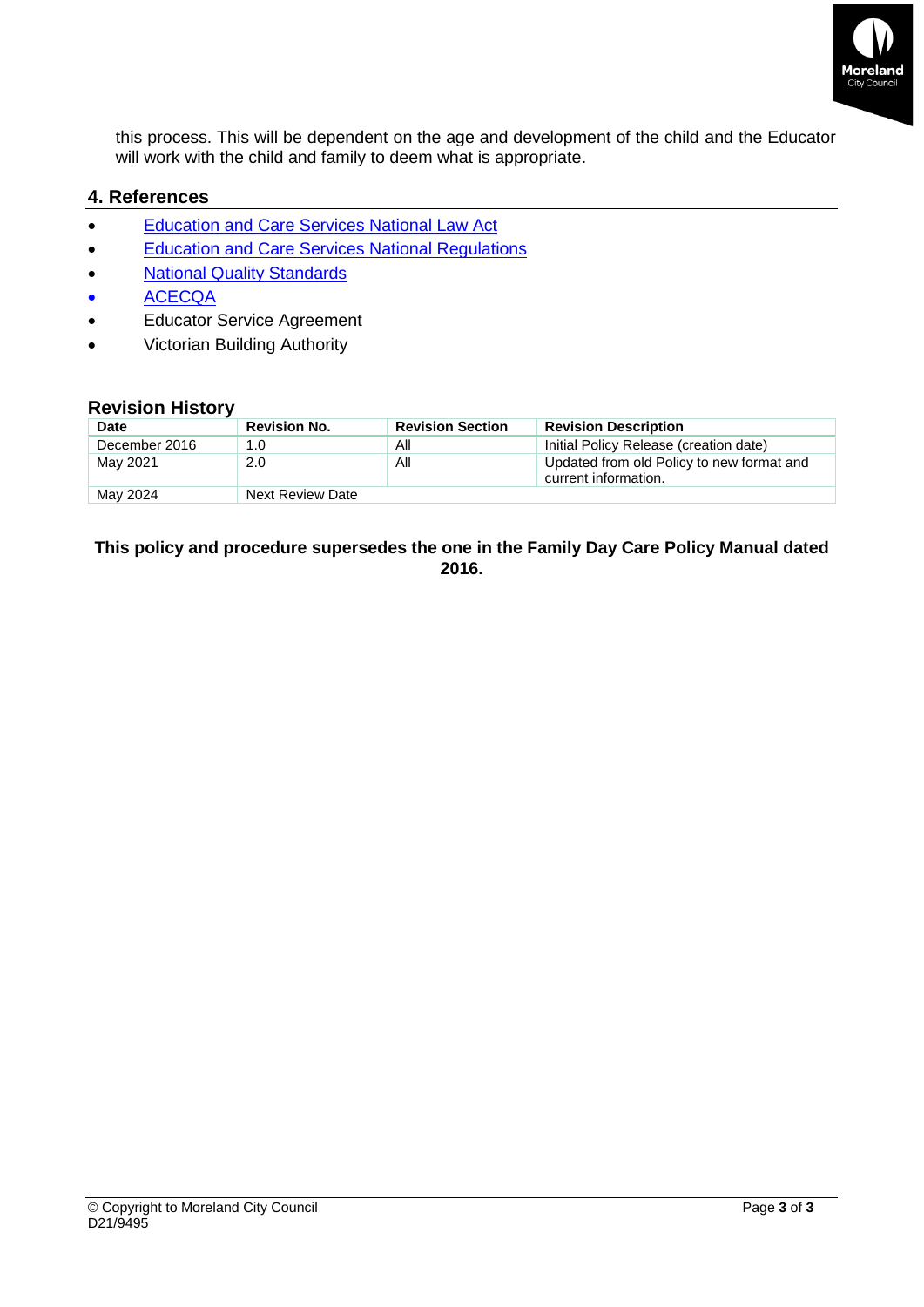this process. This will be dependent on the age and development of the child and the Educator will work with the child and family to deem what is appropriate.

## 4. References

- Education and Care Services National Law Act
- Education and Care Services National Regulations
- National Quality Standards
- ACECQA
- Educator Service Agreement
- Victorian Building Authority

## Revision History

| Date | Revision No. | Revision Section | Revision Description |
|---|---|---|---|
| December 2016 | 1.0 | All | Initial Policy Release (creation date) |
| May 2021 | 2.0 | All | Updated from old Policy to new format and current information. |
| May 2024 | Next Review Date | | |

**This policy and procedure supersedes the one in the Family Day Care Policy Manual dated 2016.**

© Copyright to Moreland City Council
D21/9495